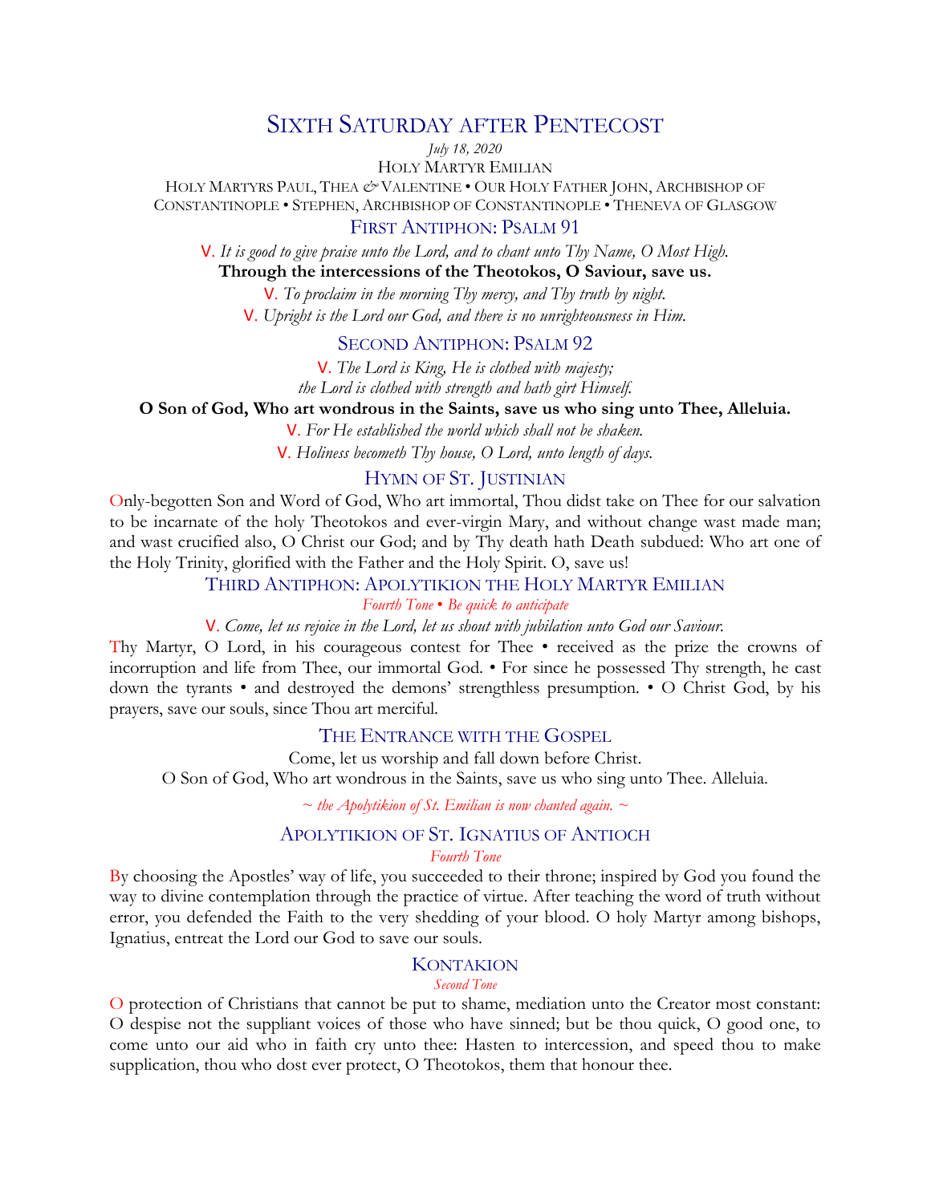# Sixth Saturday after Pentecost

*July 18, 2020*

Holy Martyr Emilian

Holy Martyrs Paul, Thea & Valentine • Our Holy Father John, Archbishop of Constantinople • Stephen, Archbishop of Constantinople • Theneva of Glasgow

## First Antiphon: Psalm 91

V. *It is good to give praise unto the Lord, and to chant unto Thy Name, O Most High.*

**Through the intercessions of the Theotokos, O Saviour, save us.**

V. *To proclaim in the morning Thy mercy, and Thy truth by night.*

V. *Upright is the Lord our God, and there is no unrighteousness in Him.*

## Second Antiphon: Psalm 92

V. *The Lord is King, He is clothed with majesty;*
*the Lord is clothed with strength and hath girt Himself.*

**O Son of God, Who art wondrous in the Saints, save us who sing unto Thee, Alleluia.**

V. *For He established the world which shall not be shaken.*

V. *Holiness becometh Thy house, O Lord, unto length of days.*

## Hymn of St. Justinian

Only-begotten Son and Word of God, Who art immortal, Thou didst take on Thee for our salvation to be incarnate of the holy Theotokos and ever-virgin Mary, and without change wast made man; and wast crucified also, O Christ our God; and by Thy death hath Death subdued: Who art one of the Holy Trinity, glorified with the Father and the Holy Spirit. O, save us!

## Third Antiphon: Apolytikion the Holy Martyr Emilian

*Fourth Tone • Be quick to anticipate*

V. *Come, let us rejoice in the Lord, let us shout with jubilation unto God our Saviour.*

Thy Martyr, O Lord, in his courageous contest for Thee • received as the prize the crowns of incorruption and life from Thee, our immortal God. • For since he possessed Thy strength, he cast down the tyrants • and destroyed the demons' strengthless presumption. • O Christ God, by his prayers, save our souls, since Thou art merciful.

## The Entrance with the Gospel

Come, let us worship and fall down before Christ.
O Son of God, Who art wondrous in the Saints, save us who sing unto Thee. Alleluia.

*~ the Apolytikion of St. Emilian is now chanted again. ~*

## Apolytikion of St. Ignatius of Antioch

*Fourth Tone*

By choosing the Apostles' way of life, you succeeded to their throne; inspired by God you found the way to divine contemplation through the practice of virtue. After teaching the word of truth without error, you defended the Faith to the very shedding of your blood. O holy Martyr among bishops, Ignatius, entreat the Lord our God to save our souls.

## Kontakion

*Second Tone*

O protection of Christians that cannot be put to shame, mediation unto the Creator most constant: O despise not the suppliant voices of those who have sinned; but be thou quick, O good one, to come unto our aid who in faith cry unto thee: Hasten to intercession, and speed thou to make supplication, thou who dost ever protect, O Theotokos, them that honour thee.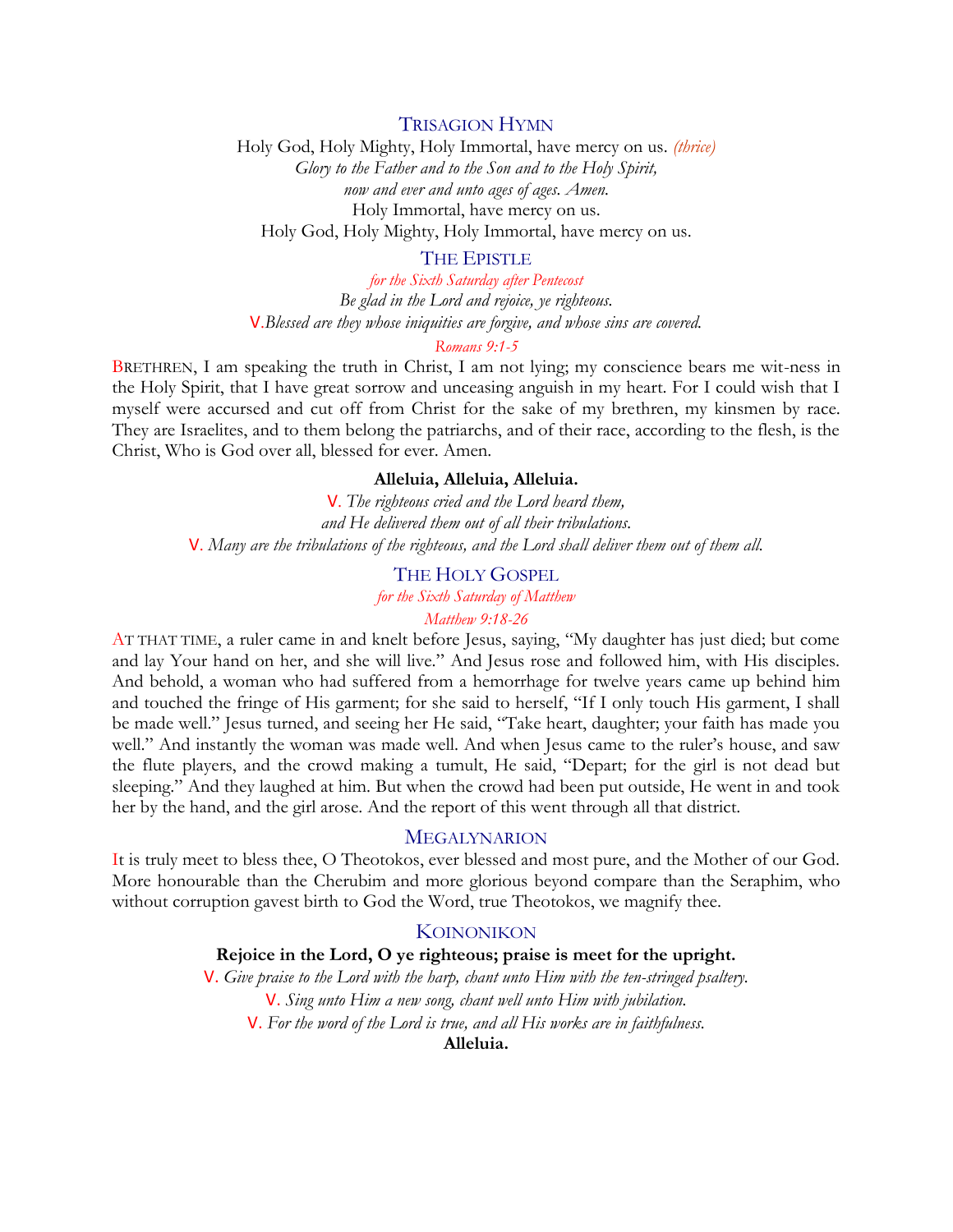## Trisagion Hymn

Holy God, Holy Mighty, Holy Immortal, have mercy on us. *(thrice)*

*Glory to the Father and to the Son and to the Holy Spirit,*
*now and ever and unto ages of ages. Amen.*

Holy Immortal, have mercy on us.

Holy God, Holy Mighty, Holy Immortal, have mercy on us.

## The Epistle

*for the Sixth Saturday after Pentecost*

*Be glad in the Lord and rejoice, ye righteous.*

V.*Blessed are they whose iniquities are forgive, and whose sins are covered.*

*Romans 9:1-5*

BRETHREN, I am speaking the truth in Christ, I am not lying; my conscience bears me wit-ness in the Holy Spirit, that I have great sorrow and unceasing anguish in my heart. For I could wish that I myself were accursed and cut off from Christ for the sake of my brethren, my kinsmen by race. They are Israelites, and to them belong the patriarchs, and of their race, according to the flesh, is the Christ, Who is God over all, blessed for ever. Amen.

**Alleluia, Alleluia, Alleluia.**

V. *The righteous cried and the Lord heard them,*
*and He delivered them out of all their tribulations.*

V. *Many are the tribulations of the righteous, and the Lord shall deliver them out of them all.*

## The Holy Gospel

*for the Sixth Saturday of Matthew*

*Matthew 9:18-26*

AT THAT TIME, a ruler came in and knelt before Jesus, saying, "My daughter has just died; but come and lay Your hand on her, and she will live." And Jesus rose and followed him, with His disciples. And behold, a woman who had suffered from a hemorrhage for twelve years came up behind him and touched the fringe of His garment; for she said to herself, "If I only touch His garment, I shall be made well." Jesus turned, and seeing her He said, "Take heart, daughter; your faith has made you well." And instantly the woman was made well. And when Jesus came to the ruler's house, and saw the flute players, and the crowd making a tumult, He said, "Depart; for the girl is not dead but sleeping." And they laughed at him. But when the crowd had been put outside, He went in and took her by the hand, and the girl arose. And the report of this went through all that district.

## Megalynarion

It is truly meet to bless thee, O Theotokos, ever blessed and most pure, and the Mother of our God. More honourable than the Cherubim and more glorious beyond compare than the Seraphim, who without corruption gavest birth to God the Word, true Theotokos, we magnify thee.

## Koinonikon

**Rejoice in the Lord, O ye righteous; praise is meet for the upright.**

V. *Give praise to the Lord with the harp, chant unto Him with the ten-stringed psaltery.*

V. *Sing unto Him a new song, chant well unto Him with jubilation.*

V. *For the word of the Lord is true, and all His works are in faithfulness.*

**Alleluia.**